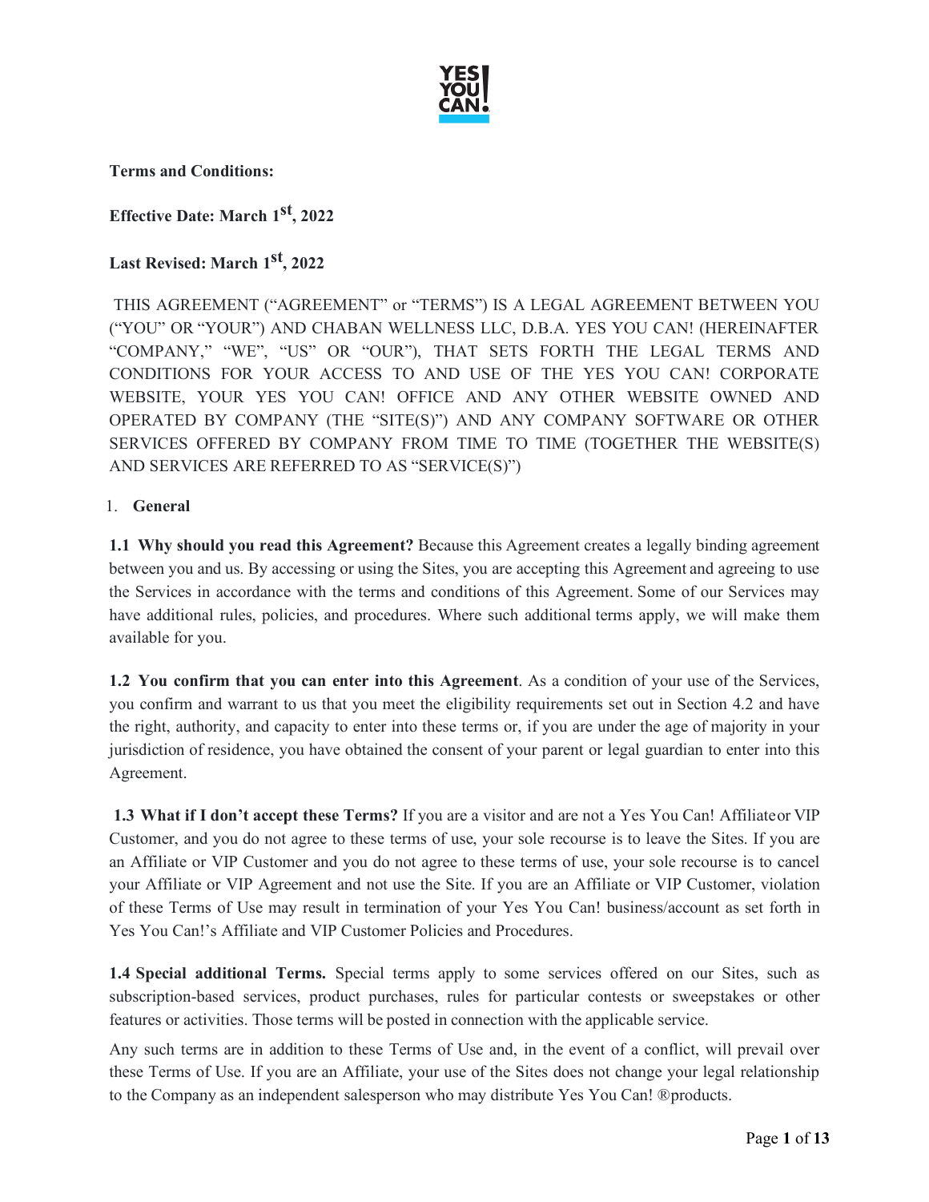**Terms and Conditions:**

**Effective Date: March 1st, 2022**

**Last Revised: March 1st, 2022**

THIS AGREEMENT ("AGREEMENT" or "TERMS") IS A LEGAL AGREEMENT BETWEEN YOU ("YOU" OR "YOUR") AND CHABAN WELLNESS LLC, D.B.A. YES YOU CAN! (HEREINAFTER "COMPANY," "WE", "US" OR "OUR"), THAT SETS FORTH THE LEGAL TERMS AND CONDITIONS FOR YOUR ACCESS TO AND USE OF THE YES YOU CAN! CORPORATE WEBSITE, YOUR YES YOU CAN! OFFICE AND ANY OTHER WEBSITE OWNED AND OPERATED BY COMPANY (THE "SITE(S)") AND ANY COMPANY SOFTWARE OR OTHER SERVICES OFFERED BY COMPANY FROM TIME TO TIME (TOGETHER THE WEBSITE(S) AND SERVICES ARE REFERRED TO AS "SERVICE(S)")

1. **General**

**1.1 Why should you read this Agreement?** Because this Agreement creates a legally binding agreement between you and us. By accessing or using the Sites, you are accepting this Agreement and agreeing to use the Services in accordance with the terms and conditions of this Agreement. Some of our Services may have additional rules, policies, and procedures. Where such additional terms apply, we will make them available for you.

**1.2 You confirm that you can enter into this Agreement**. As a condition of your use of the Services, you confirm and warrant to us that you meet the eligibility requirements set out in Section 4.2 and have the right, authority, and capacity to enter into these terms or, if you are under the age of majority in your jurisdiction of residence, you have obtained the consent of your parent or legal guardian to enter into this Agreement.

**1.3 What if I don't accept these Terms?** If you are a visitor and are not a Yes You Can! Affiliate or VIP Customer, and you do not agree to these terms of use, your sole recourse is to leave the Sites. If you are an Affiliate or VIP Customer and you do not agree to these terms of use, your sole recourse is to cancel your Affiliate or VIP Agreement and not use the Site. If you are an Affiliate or VIP Customer, violation of these Terms of Use may result in termination of your Yes You Can! business/account as set forth in Yes You Can!'s Affiliate and VIP Customer Policies and Procedures.

**1.4 Special additional Terms.** Special terms apply to some services offered on our Sites, such as subscription-based services, product purchases, rules for particular contests or sweepstakes or other features or activities. Those terms will be posted in connection with the applicable service.

Any such terms are in addition to these Terms of Use and, in the event of a conflict, will prevail over these Terms of Use. If you are an Affiliate, your use of the Sites does not change your legal relationship to the Company as an independent salesperson who may distribute Yes You Can! ®products.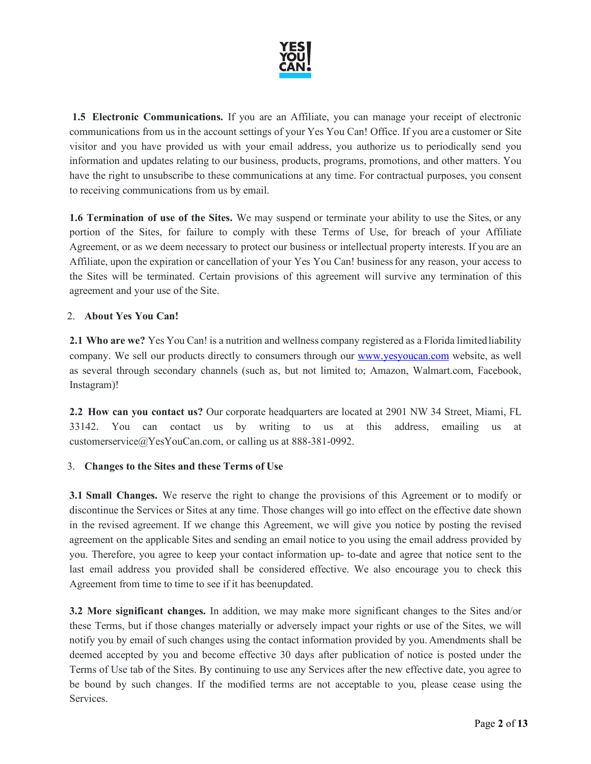**1.5 Electronic Communications.** If you are an Affiliate, you can manage your receipt of electronic communications from us in the account settings of your Yes You Can! Office. If you are a customer or Site visitor and you have provided us with your email address, you authorize us to periodically send you information and updates relating to our business, products, programs, promotions, and other matters. You have the right to unsubscribe to these communications at any time. For contractual purposes, you consent to receiving communications from us by email.

**1.6 Termination of use of the Sites.** We may suspend or terminate your ability to use the Sites, or any portion of the Sites, for failure to comply with these Terms of Use, for breach of your Affiliate Agreement, or as we deem necessary to protect our business or intellectual property interests. If you are an Affiliate, upon the expiration or cancellation of your Yes You Can! business for any reason, your access to the Sites will be terminated. Certain provisions of this agreement will survive any termination of this agreement and your use of the Site.

## 2. About Yes You Can!

**2.1 Who are we?** Yes You Can! is a nutrition and wellness company registered as a Florida limited liability company. We sell our products directly to consumers through our [www.yesyoucan.com](http://www.yesyoucan.com) website, as well as several through secondary channels (such as, but not limited to; Amazon, Walmart.com, Facebook, Instagram)!

**2.2 How can you contact us?** Our corporate headquarters are located at 2901 NW 34 Street, Miami, FL 33142. You can contact us by writing to us at this address, emailing us at customerservice@YesYouCan.com, or calling us at 888-381-0992.

## 3. Changes to the Sites and these Terms of Use

**3.1 Small Changes.** We reserve the right to change the provisions of this Agreement or to modify or discontinue the Services or Sites at any time. Those changes will go into effect on the effective date shown in the revised agreement. If we change this Agreement, we will give you notice by posting the revised agreement on the applicable Sites and sending an email notice to you using the email address provided by you. Therefore, you agree to keep your contact information up- to-date and agree that notice sent to the last email address you provided shall be considered effective. We also encourage you to check this Agreement from time to time to see if it has beenupdated.

**3.2 More significant changes.** In addition, we may make more significant changes to the Sites and/or these Terms, but if those changes materially or adversely impact your rights or use of the Sites, we will notify you by email of such changes using the contact information provided by you. Amendments shall be deemed accepted by you and become effective 30 days after publication of notice is posted under the Terms of Use tab of the Sites. By continuing to use any Services after the new effective date, you agree to be bound by such changes. If the modified terms are not acceptable to you, please cease using the Services.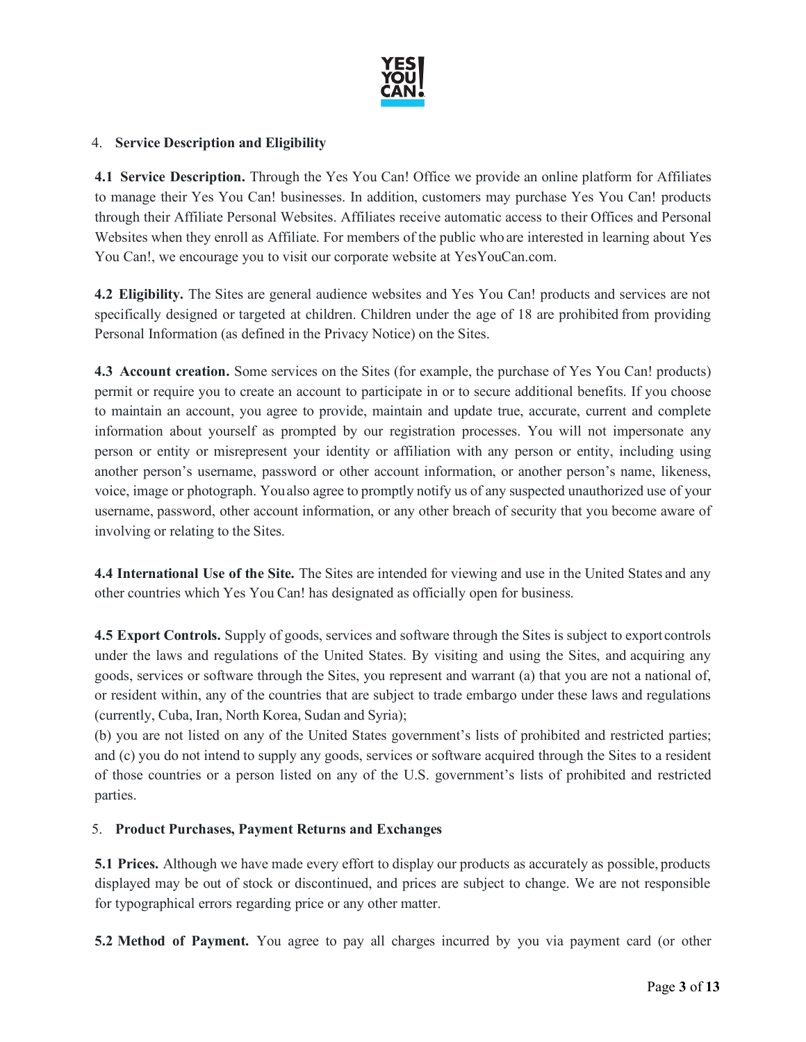## 4. Service Description and Eligibility

**4.1 Service Description.** Through the Yes You Can! Office we provide an online platform for Affiliates to manage their Yes You Can! businesses. In addition, customers may purchase Yes You Can! products through their Affiliate Personal Websites. Affiliates receive automatic access to their Offices and Personal Websites when they enroll as Affiliate. For members of the public who are interested in learning about Yes You Can!, we encourage you to visit our corporate website at YesYouCan.com.

**4.2 Eligibility.** The Sites are general audience websites and Yes You Can! products and services are not specifically designed or targeted at children. Children under the age of 18 are prohibited from providing Personal Information (as defined in the Privacy Notice) on the Sites.

**4.3 Account creation.** Some services on the Sites (for example, the purchase of Yes You Can! products) permit or require you to create an account to participate in or to secure additional benefits. If you choose to maintain an account, you agree to provide, maintain and update true, accurate, current and complete information about yourself as prompted by our registration processes. You will not impersonate any person or entity or misrepresent your identity or affiliation with any person or entity, including using another person's username, password or other account information, or another person's name, likeness, voice, image or photograph. You also agree to promptly notify us of any suspected unauthorized use of your username, password, other account information, or any other breach of security that you become aware of involving or relating to the Sites.

**4.4 International Use of the Site.** The Sites are intended for viewing and use in the United States and any other countries which Yes You Can! has designated as officially open for business.

**4.5 Export Controls.** Supply of goods, services and software through the Sites is subject to export controls under the laws and regulations of the United States. By visiting and using the Sites, and acquiring any goods, services or software through the Sites, you represent and warrant (a) that you are not a national of, or resident within, any of the countries that are subject to trade embargo under these laws and regulations (currently, Cuba, Iran, North Korea, Sudan and Syria);
(b) you are not listed on any of the United States government's lists of prohibited and restricted parties; and (c) you do not intend to supply any goods, services or software acquired through the Sites to a resident of those countries or a person listed on any of the U.S. government's lists of prohibited and restricted parties.

## 5. Product Purchases, Payment Returns and Exchanges

**5.1 Prices.** Although we have made every effort to display our products as accurately as possible, products displayed may be out of stock or discontinued, and prices are subject to change. We are not responsible for typographical errors regarding price or any other matter.

**5.2 Method of Payment.** You agree to pay all charges incurred by you via payment card (or other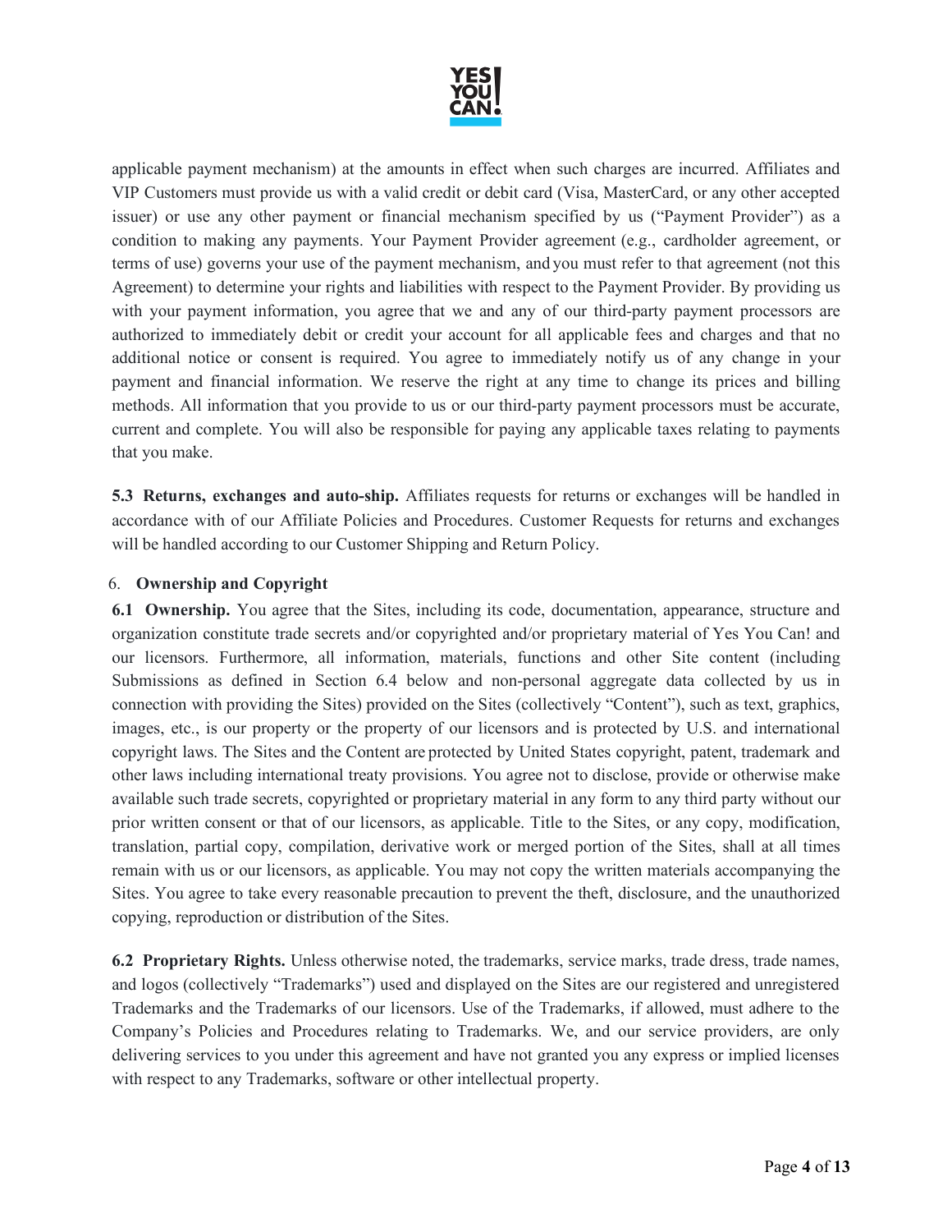applicable payment mechanism) at the amounts in effect when such charges are incurred. Affiliates and VIP Customers must provide us with a valid credit or debit card (Visa, MasterCard, or any other accepted issuer) or use any other payment or financial mechanism specified by us ("Payment Provider") as a condition to making any payments. Your Payment Provider agreement (e.g., cardholder agreement, or terms of use) governs your use of the payment mechanism, and you must refer to that agreement (not this Agreement) to determine your rights and liabilities with respect to the Payment Provider. By providing us with your payment information, you agree that we and any of our third-party payment processors are authorized to immediately debit or credit your account for all applicable fees and charges and that no additional notice or consent is required. You agree to immediately notify us of any change in your payment and financial information. We reserve the right at any time to change its prices and billing methods. All information that you provide to us or our third-party payment processors must be accurate, current and complete. You will also be responsible for paying any applicable taxes relating to payments that you make.

**5.3 Returns, exchanges and auto-ship.** Affiliates requests for returns or exchanges will be handled in accordance with of our Affiliate Policies and Procedures. Customer Requests for returns and exchanges will be handled according to our Customer Shipping and Return Policy.

6. **Ownership and Copyright**

**6.1 Ownership.** You agree that the Sites, including its code, documentation, appearance, structure and organization constitute trade secrets and/or copyrighted and/or proprietary material of Yes You Can! and our licensors. Furthermore, all information, materials, functions and other Site content (including Submissions as defined in Section 6.4 below and non-personal aggregate data collected by us in connection with providing the Sites) provided on the Sites (collectively "Content"), such as text, graphics, images, etc., is our property or the property of our licensors and is protected by U.S. and international copyright laws. The Sites and the Content are protected by United States copyright, patent, trademark and other laws including international treaty provisions. You agree not to disclose, provide or otherwise make available such trade secrets, copyrighted or proprietary material in any form to any third party without our prior written consent or that of our licensors, as applicable. Title to the Sites, or any copy, modification, translation, partial copy, compilation, derivative work or merged portion of the Sites, shall at all times remain with us or our licensors, as applicable. You may not copy the written materials accompanying the Sites. You agree to take every reasonable precaution to prevent the theft, disclosure, and the unauthorized copying, reproduction or distribution of the Sites.

**6.2 Proprietary Rights.** Unless otherwise noted, the trademarks, service marks, trade dress, trade names, and logos (collectively "Trademarks") used and displayed on the Sites are our registered and unregistered Trademarks and the Trademarks of our licensors. Use of the Trademarks, if allowed, must adhere to the Company's Policies and Procedures relating to Trademarks. We, and our service providers, are only delivering services to you under this agreement and have not granted you any express or implied licenses with respect to any Trademarks, software or other intellectual property.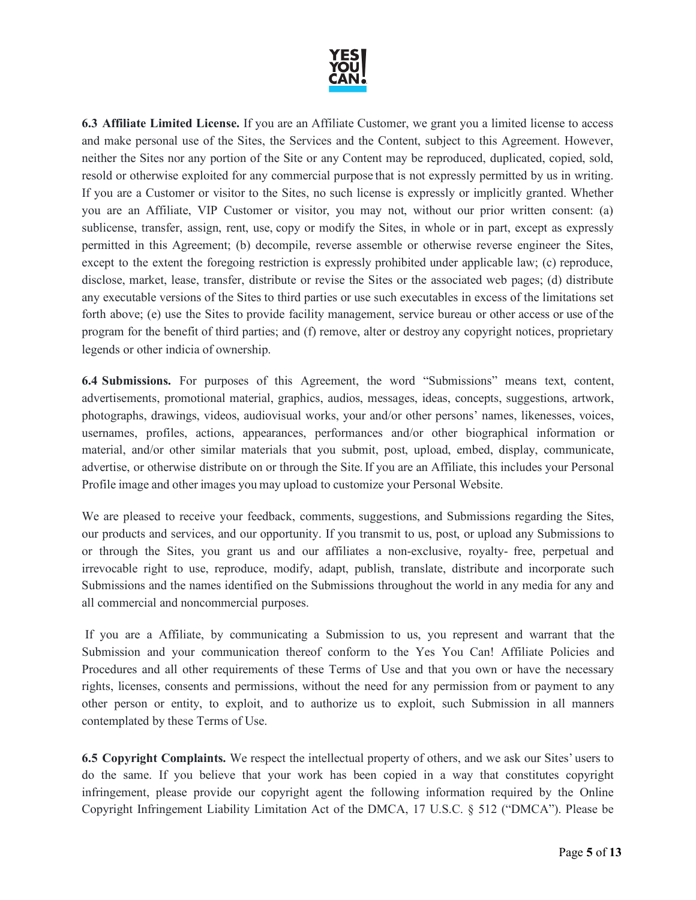**6.3 Affiliate Limited License.** If you are an Affiliate Customer, we grant you a limited license to access and make personal use of the Sites, the Services and the Content, subject to this Agreement. However, neither the Sites nor any portion of the Site or any Content may be reproduced, duplicated, copied, sold, resold or otherwise exploited for any commercial purpose that is not expressly permitted by us in writing. If you are a Customer or visitor to the Sites, no such license is expressly or implicitly granted. Whether you are an Affiliate, VIP Customer or visitor, you may not, without our prior written consent: (a) sublicense, transfer, assign, rent, use, copy or modify the Sites, in whole or in part, except as expressly permitted in this Agreement; (b) decompile, reverse assemble or otherwise reverse engineer the Sites, except to the extent the foregoing restriction is expressly prohibited under applicable law; (c) reproduce, disclose, market, lease, transfer, distribute or revise the Sites or the associated web pages; (d) distribute any executable versions of the Sites to third parties or use such executables in excess of the limitations set forth above; (e) use the Sites to provide facility management, service bureau or other access or use of the program for the benefit of third parties; and (f) remove, alter or destroy any copyright notices, proprietary legends or other indicia of ownership.

**6.4 Submissions.** For purposes of this Agreement, the word "Submissions" means text, content, advertisements, promotional material, graphics, audios, messages, ideas, concepts, suggestions, artwork, photographs, drawings, videos, audiovisual works, your and/or other persons' names, likenesses, voices, usernames, profiles, actions, appearances, performances and/or other biographical information or material, and/or other similar materials that you submit, post, upload, embed, display, communicate, advertise, or otherwise distribute on or through the Site. If you are an Affiliate, this includes your Personal Profile image and other images you may upload to customize your Personal Website.

We are pleased to receive your feedback, comments, suggestions, and Submissions regarding the Sites, our products and services, and our opportunity. If you transmit to us, post, or upload any Submissions to or through the Sites, you grant us and our affiliates a non-exclusive, royalty- free, perpetual and irrevocable right to use, reproduce, modify, adapt, publish, translate, distribute and incorporate such Submissions and the names identified on the Submissions throughout the world in any media for any and all commercial and noncommercial purposes.

If you are a Affiliate, by communicating a Submission to us, you represent and warrant that the Submission and your communication thereof conform to the Yes You Can! Affiliate Policies and Procedures and all other requirements of these Terms of Use and that you own or have the necessary rights, licenses, consents and permissions, without the need for any permission from or payment to any other person or entity, to exploit, and to authorize us to exploit, such Submission in all manners contemplated by these Terms of Use.

**6.5 Copyright Complaints.** We respect the intellectual property of others, and we ask our Sites' users to do the same. If you believe that your work has been copied in a way that constitutes copyright infringement, please provide our copyright agent the following information required by the Online Copyright Infringement Liability Limitation Act of the DMCA, 17 U.S.C. § 512 ("DMCA"). Please be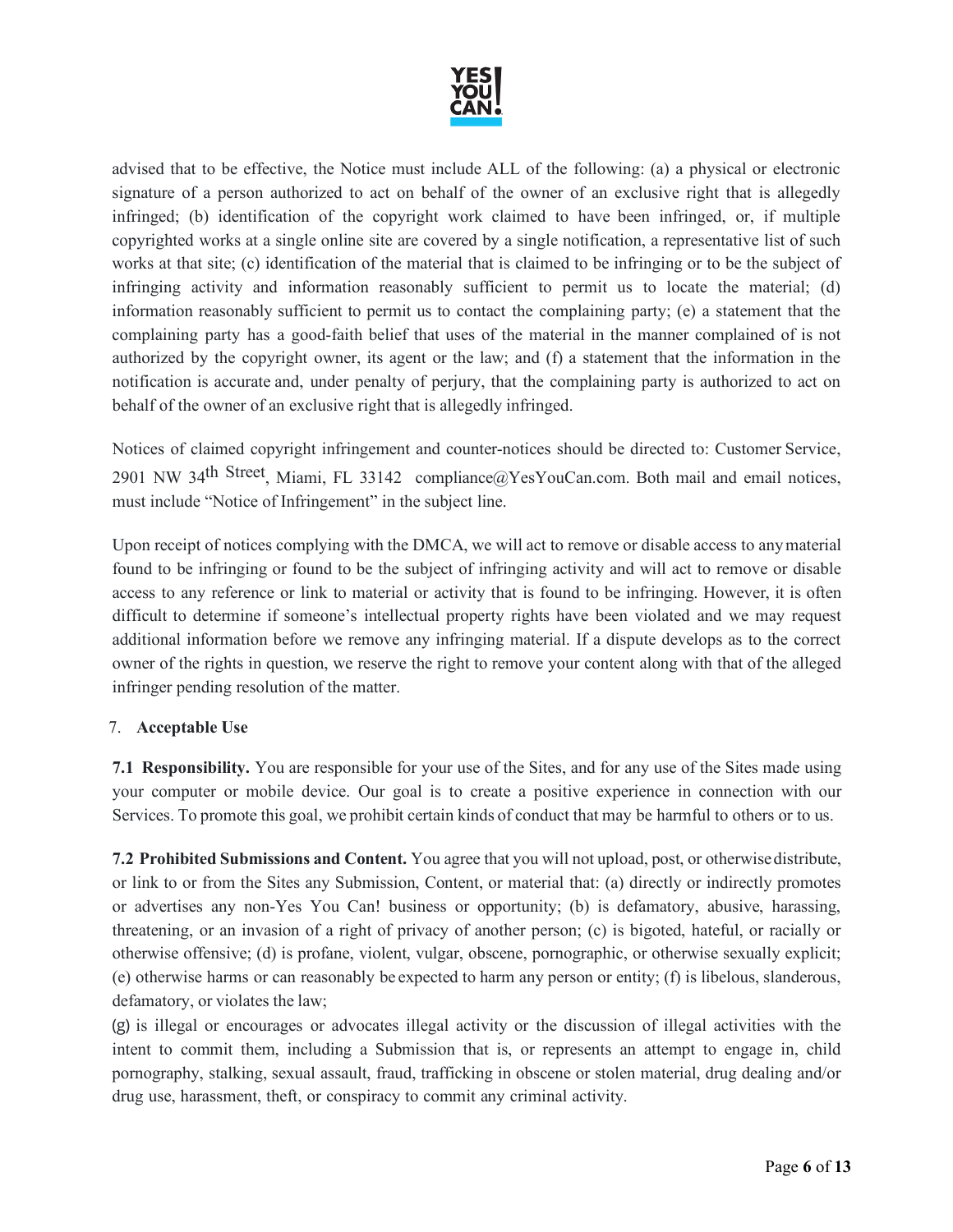advised that to be effective, the Notice must include ALL of the following: (a) a physical or electronic signature of a person authorized to act on behalf of the owner of an exclusive right that is allegedly infringed; (b) identification of the copyright work claimed to have been infringed, or, if multiple copyrighted works at a single online site are covered by a single notification, a representative list of such works at that site; (c) identification of the material that is claimed to be infringing or to be the subject of infringing activity and information reasonably sufficient to permit us to locate the material; (d) information reasonably sufficient to permit us to contact the complaining party; (e) a statement that the complaining party has a good-faith belief that uses of the material in the manner complained of is not authorized by the copyright owner, its agent or the law; and (f) a statement that the information in the notification is accurate and, under penalty of perjury, that the complaining party is authorized to act on behalf of the owner of an exclusive right that is allegedly infringed.

Notices of claimed copyright infringement and counter-notices should be directed to: Customer Service, 2901 NW 34th Street, Miami, FL 33142 compliance@YesYouCan.com. Both mail and email notices, must include "Notice of Infringement" in the subject line.

Upon receipt of notices complying with the DMCA, we will act to remove or disable access to any material found to be infringing or found to be the subject of infringing activity and will act to remove or disable access to any reference or link to material or activity that is found to be infringing. However, it is often difficult to determine if someone's intellectual property rights have been violated and we may request additional information before we remove any infringing material. If a dispute develops as to the correct owner of the rights in question, we reserve the right to remove your content along with that of the alleged infringer pending resolution of the matter.

7. **Acceptable Use**

**7.1 Responsibility.** You are responsible for your use of the Sites, and for any use of the Sites made using your computer or mobile device. Our goal is to create a positive experience in connection with our Services. To promote this goal, we prohibit certain kinds of conduct that may be harmful to others or to us.

**7.2 Prohibited Submissions and Content.** You agree that you will not upload, post, or otherwise distribute, or link to or from the Sites any Submission, Content, or material that: (a) directly or indirectly promotes or advertises any non-Yes You Can! business or opportunity; (b) is defamatory, abusive, harassing, threatening, or an invasion of a right of privacy of another person; (c) is bigoted, hateful, or racially or otherwise offensive; (d) is profane, violent, vulgar, obscene, pornographic, or otherwise sexually explicit; (e) otherwise harms or can reasonably be expected to harm any person or entity; (f) is libelous, slanderous, defamatory, or violates the law;
(g) is illegal or encourages or advocates illegal activity or the discussion of illegal activities with the intent to commit them, including a Submission that is, or represents an attempt to engage in, child pornography, stalking, sexual assault, fraud, trafficking in obscene or stolen material, drug dealing and/or drug use, harassment, theft, or conspiracy to commit any criminal activity.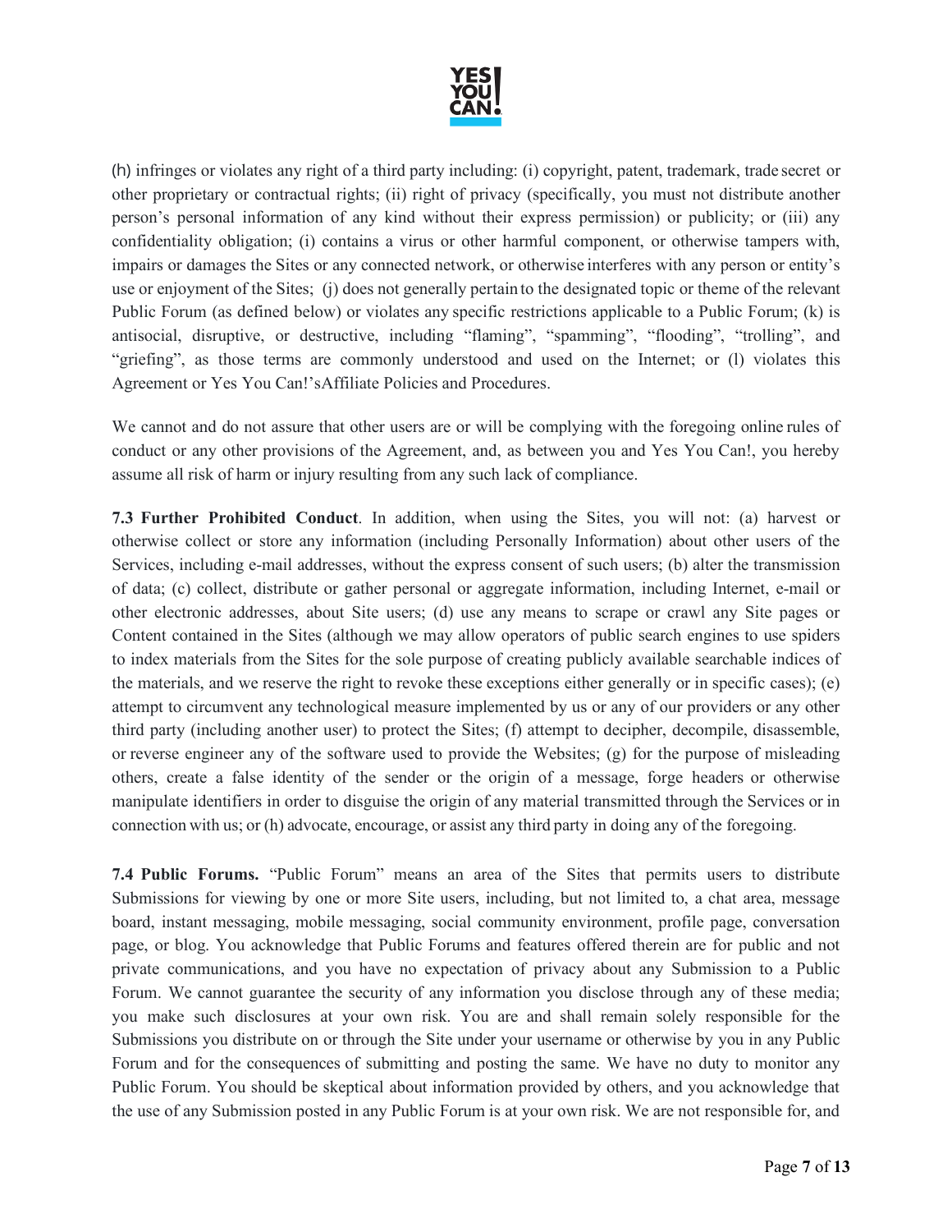(h) infringes or violates any right of a third party including: (i) copyright, patent, trademark, trade secret or other proprietary or contractual rights; (ii) right of privacy (specifically, you must not distribute another person's personal information of any kind without their express permission) or publicity; or (iii) any confidentiality obligation; (i) contains a virus or other harmful component, or otherwise tampers with, impairs or damages the Sites or any connected network, or otherwise interferes with any person or entity's use or enjoyment of the Sites; (j) does not generally pertain to the designated topic or theme of the relevant Public Forum (as defined below) or violates any specific restrictions applicable to a Public Forum; (k) is antisocial, disruptive, or destructive, including "flaming", "spamming", "flooding", "trolling", and "griefing", as those terms are commonly understood and used on the Internet; or (l) violates this Agreement or Yes You Can!'sAffiliate Policies and Procedures.

We cannot and do not assure that other users are or will be complying with the foregoing online rules of conduct or any other provisions of the Agreement, and, as between you and Yes You Can!, you hereby assume all risk of harm or injury resulting from any such lack of compliance.

**7.3 Further Prohibited Conduct**. In addition, when using the Sites, you will not: (a) harvest or otherwise collect or store any information (including Personally Information) about other users of the Services, including e-mail addresses, without the express consent of such users; (b) alter the transmission of data; (c) collect, distribute or gather personal or aggregate information, including Internet, e-mail or other electronic addresses, about Site users; (d) use any means to scrape or crawl any Site pages or Content contained in the Sites (although we may allow operators of public search engines to use spiders to index materials from the Sites for the sole purpose of creating publicly available searchable indices of the materials, and we reserve the right to revoke these exceptions either generally or in specific cases); (e) attempt to circumvent any technological measure implemented by us or any of our providers or any other third party (including another user) to protect the Sites; (f) attempt to decipher, decompile, disassemble, or reverse engineer any of the software used to provide the Websites; (g) for the purpose of misleading others, create a false identity of the sender or the origin of a message, forge headers or otherwise manipulate identifiers in order to disguise the origin of any material transmitted through the Services or in connection with us; or (h) advocate, encourage, or assist any third party in doing any of the foregoing.

**7.4 Public Forums.** "Public Forum" means an area of the Sites that permits users to distribute Submissions for viewing by one or more Site users, including, but not limited to, a chat area, message board, instant messaging, mobile messaging, social community environment, profile page, conversation page, or blog. You acknowledge that Public Forums and features offered therein are for public and not private communications, and you have no expectation of privacy about any Submission to a Public Forum. We cannot guarantee the security of any information you disclose through any of these media; you make such disclosures at your own risk. You are and shall remain solely responsible for the Submissions you distribute on or through the Site under your username or otherwise by you in any Public Forum and for the consequences of submitting and posting the same. We have no duty to monitor any Public Forum. You should be skeptical about information provided by others, and you acknowledge that the use of any Submission posted in any Public Forum is at your own risk. We are not responsible for, and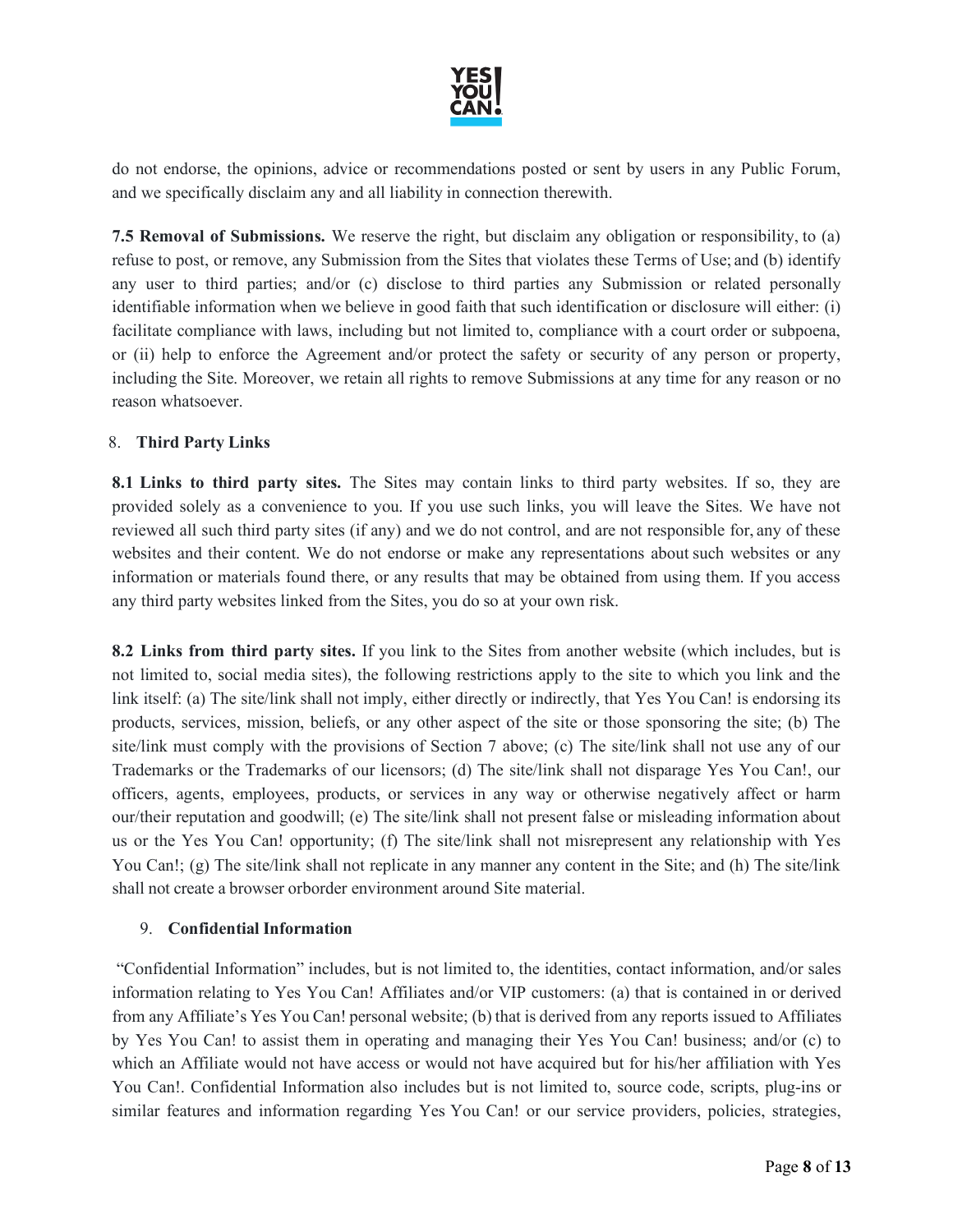do not endorse, the opinions, advice or recommendations posted or sent by users in any Public Forum, and we specifically disclaim any and all liability in connection therewith.

**7.5 Removal of Submissions.** We reserve the right, but disclaim any obligation or responsibility, to (a) refuse to post, or remove, any Submission from the Sites that violates these Terms of Use; and (b) identify any user to third parties; and/or (c) disclose to third parties any Submission or related personally identifiable information when we believe in good faith that such identification or disclosure will either: (i) facilitate compliance with laws, including but not limited to, compliance with a court order or subpoena, or (ii) help to enforce the Agreement and/or protect the safety or security of any person or property, including the Site. Moreover, we retain all rights to remove Submissions at any time for any reason or no reason whatsoever.

## 8. Third Party Links

**8.1 Links to third party sites.** The Sites may contain links to third party websites. If so, they are provided solely as a convenience to you. If you use such links, you will leave the Sites. We have not reviewed all such third party sites (if any) and we do not control, and are not responsible for, any of these websites and their content. We do not endorse or make any representations about such websites or any information or materials found there, or any results that may be obtained from using them. If you access any third party websites linked from the Sites, you do so at your own risk.

**8.2 Links from third party sites.** If you link to the Sites from another website (which includes, but is not limited to, social media sites), the following restrictions apply to the site to which you link and the link itself: (a) The site/link shall not imply, either directly or indirectly, that Yes You Can! is endorsing its products, services, mission, beliefs, or any other aspect of the site or those sponsoring the site; (b) The site/link must comply with the provisions of Section 7 above; (c) The site/link shall not use any of our Trademarks or the Trademarks of our licensors; (d) The site/link shall not disparage Yes You Can!, our officers, agents, employees, products, or services in any way or otherwise negatively affect or harm our/their reputation and goodwill; (e) The site/link shall not present false or misleading information about us or the Yes You Can! opportunity; (f) The site/link shall not misrepresent any relationship with Yes You Can!; (g) The site/link shall not replicate in any manner any content in the Site; and (h) The site/link shall not create a browser orborder environment around Site material.

## 9. Confidential Information

"Confidential Information" includes, but is not limited to, the identities, contact information, and/or sales information relating to Yes You Can! Affiliates and/or VIP customers: (a) that is contained in or derived from any Affiliate's Yes You Can! personal website; (b) that is derived from any reports issued to Affiliates by Yes You Can! to assist them in operating and managing their Yes You Can! business; and/or (c) to which an Affiliate would not have access or would not have acquired but for his/her affiliation with Yes You Can!. Confidential Information also includes but is not limited to, source code, scripts, plug-ins or similar features and information regarding Yes You Can! or our service providers, policies, strategies,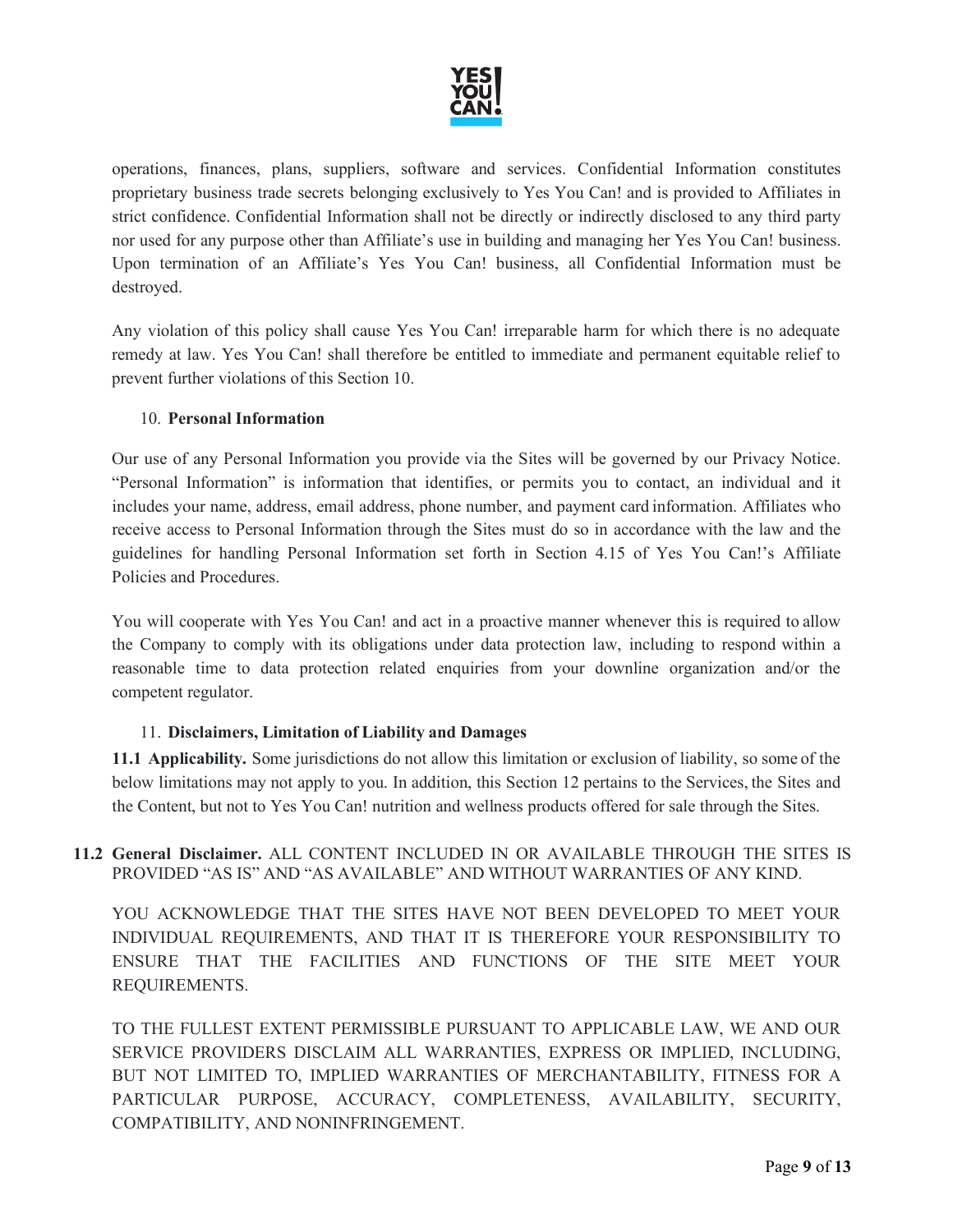operations, finances, plans, suppliers, software and services. Confidential Information constitutes proprietary business trade secrets belonging exclusively to Yes You Can! and is provided to Affiliates in strict confidence. Confidential Information shall not be directly or indirectly disclosed to any third party nor used for any purpose other than Affiliate's use in building and managing her Yes You Can! business. Upon termination of an Affiliate's Yes You Can! business, all Confidential Information must be destroyed.

Any violation of this policy shall cause Yes You Can! irreparable harm for which there is no adequate remedy at law. Yes You Can! shall therefore be entitled to immediate and permanent equitable relief to prevent further violations of this Section 10.

## 10. Personal Information

Our use of any Personal Information you provide via the Sites will be governed by our Privacy Notice. "Personal Information" is information that identifies, or permits you to contact, an individual and it includes your name, address, email address, phone number, and payment card information. Affiliates who receive access to Personal Information through the Sites must do so in accordance with the law and the guidelines for handling Personal Information set forth in Section 4.15 of Yes You Can!'s Affiliate Policies and Procedures.

You will cooperate with Yes You Can! and act in a proactive manner whenever this is required to allow the Company to comply with its obligations under data protection law, including to respond within a reasonable time to data protection related enquiries from your downline organization and/or the competent regulator.

## 11. Disclaimers, Limitation of Liability and Damages

**11.1 Applicability.** Some jurisdictions do not allow this limitation or exclusion of liability, so some of the below limitations may not apply to you. In addition, this Section 12 pertains to the Services, the Sites and the Content, but not to Yes You Can! nutrition and wellness products offered for sale through the Sites.

**11.2 General Disclaimer.** ALL CONTENT INCLUDED IN OR AVAILABLE THROUGH THE SITES IS PROVIDED "AS IS" AND "AS AVAILABLE" AND WITHOUT WARRANTIES OF ANY KIND.

YOU ACKNOWLEDGE THAT THE SITES HAVE NOT BEEN DEVELOPED TO MEET YOUR INDIVIDUAL REQUIREMENTS, AND THAT IT IS THEREFORE YOUR RESPONSIBILITY TO ENSURE THAT THE FACILITIES AND FUNCTIONS OF THE SITE MEET YOUR REQUIREMENTS.

TO THE FULLEST EXTENT PERMISSIBLE PURSUANT TO APPLICABLE LAW, WE AND OUR SERVICE PROVIDERS DISCLAIM ALL WARRANTIES, EXPRESS OR IMPLIED, INCLUDING, BUT NOT LIMITED TO, IMPLIED WARRANTIES OF MERCHANTABILITY, FITNESS FOR A PARTICULAR PURPOSE, ACCURACY, COMPLETENESS, AVAILABILITY, SECURITY, COMPATIBILITY, AND NONINFRINGEMENT.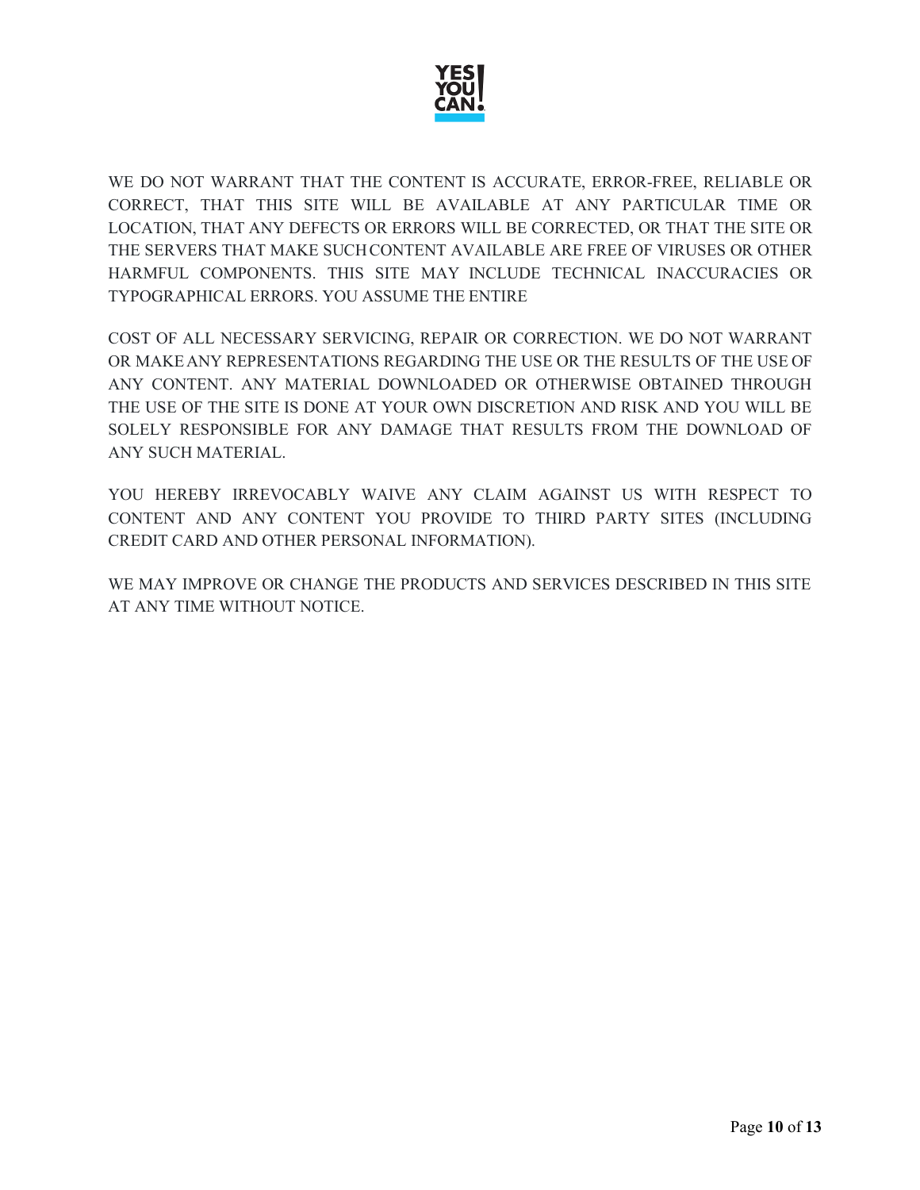WE DO NOT WARRANT THAT THE CONTENT IS ACCURATE, ERROR-FREE, RELIABLE OR CORRECT, THAT THIS SITE WILL BE AVAILABLE AT ANY PARTICULAR TIME OR LOCATION, THAT ANY DEFECTS OR ERRORS WILL BE CORRECTED, OR THAT THE SITE OR THE SERVERS THAT MAKE SUCH CONTENT AVAILABLE ARE FREE OF VIRUSES OR OTHER HARMFUL COMPONENTS. THIS SITE MAY INCLUDE TECHNICAL INACCURACIES OR TYPOGRAPHICAL ERRORS. YOU ASSUME THE ENTIRE

COST OF ALL NECESSARY SERVICING, REPAIR OR CORRECTION. WE DO NOT WARRANT OR MAKE ANY REPRESENTATIONS REGARDING THE USE OR THE RESULTS OF THE USE OF ANY CONTENT. ANY MATERIAL DOWNLOADED OR OTHERWISE OBTAINED THROUGH THE USE OF THE SITE IS DONE AT YOUR OWN DISCRETION AND RISK AND YOU WILL BE SOLELY RESPONSIBLE FOR ANY DAMAGE THAT RESULTS FROM THE DOWNLOAD OF ANY SUCH MATERIAL.

YOU HEREBY IRREVOCABLY WAIVE ANY CLAIM AGAINST US WITH RESPECT TO CONTENT AND ANY CONTENT YOU PROVIDE TO THIRD PARTY SITES (INCLUDING CREDIT CARD AND OTHER PERSONAL INFORMATION).

WE MAY IMPROVE OR CHANGE THE PRODUCTS AND SERVICES DESCRIBED IN THIS SITE AT ANY TIME WITHOUT NOTICE.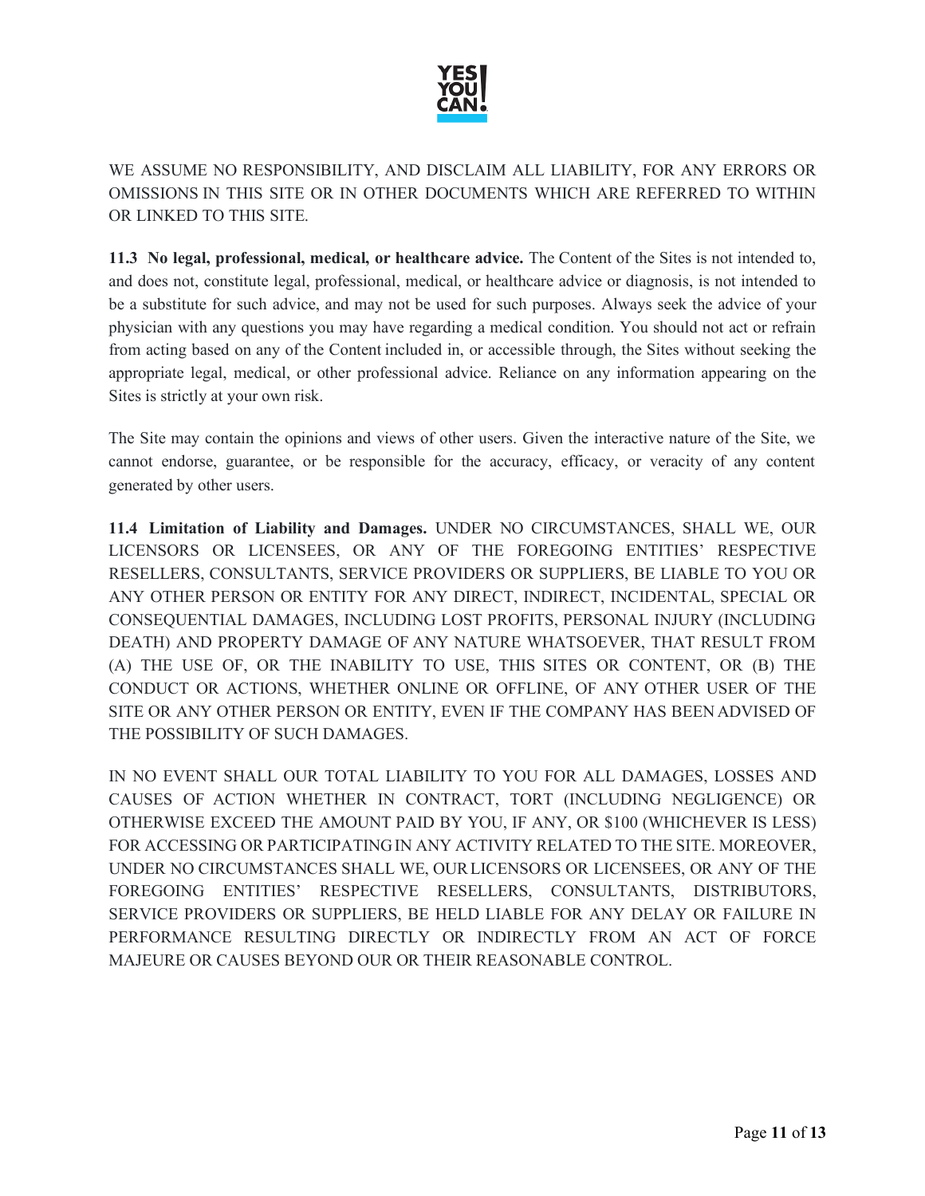WE ASSUME NO RESPONSIBILITY, AND DISCLAIM ALL LIABILITY, FOR ANY ERRORS OR OMISSIONS IN THIS SITE OR IN OTHER DOCUMENTS WHICH ARE REFERRED TO WITHIN OR LINKED TO THIS SITE.

**11.3 No legal, professional, medical, or healthcare advice.** The Content of the Sites is not intended to, and does not, constitute legal, professional, medical, or healthcare advice or diagnosis, is not intended to be a substitute for such advice, and may not be used for such purposes. Always seek the advice of your physician with any questions you may have regarding a medical condition. You should not act or refrain from acting based on any of the Content included in, or accessible through, the Sites without seeking the appropriate legal, medical, or other professional advice. Reliance on any information appearing on the Sites is strictly at your own risk.

The Site may contain the opinions and views of other users. Given the interactive nature of the Site, we cannot endorse, guarantee, or be responsible for the accuracy, efficacy, or veracity of any content generated by other users.

**11.4 Limitation of Liability and Damages.** UNDER NO CIRCUMSTANCES, SHALL WE, OUR LICENSORS OR LICENSEES, OR ANY OF THE FOREGOING ENTITIES' RESPECTIVE RESELLERS, CONSULTANTS, SERVICE PROVIDERS OR SUPPLIERS, BE LIABLE TO YOU OR ANY OTHER PERSON OR ENTITY FOR ANY DIRECT, INDIRECT, INCIDENTAL, SPECIAL OR CONSEQUENTIAL DAMAGES, INCLUDING LOST PROFITS, PERSONAL INJURY (INCLUDING DEATH) AND PROPERTY DAMAGE OF ANY NATURE WHATSOEVER, THAT RESULT FROM (A) THE USE OF, OR THE INABILITY TO USE, THIS SITES OR CONTENT, OR (B) THE CONDUCT OR ACTIONS, WHETHER ONLINE OR OFFLINE, OF ANY OTHER USER OF THE SITE OR ANY OTHER PERSON OR ENTITY, EVEN IF THE COMPANY HAS BEEN ADVISED OF THE POSSIBILITY OF SUCH DAMAGES.

IN NO EVENT SHALL OUR TOTAL LIABILITY TO YOU FOR ALL DAMAGES, LOSSES AND CAUSES OF ACTION WHETHER IN CONTRACT, TORT (INCLUDING NEGLIGENCE) OR OTHERWISE EXCEED THE AMOUNT PAID BY YOU, IF ANY, OR $100 (WHICHEVER IS LESS) FOR ACCESSING OR PARTICIPATING IN ANY ACTIVITY RELATED TO THE SITE. MOREOVER, UNDER NO CIRCUMSTANCES SHALL WE, OUR LICENSORS OR LICENSEES, OR ANY OF THE FOREGOING ENTITIES' RESPECTIVE RESELLERS, CONSULTANTS, DISTRIBUTORS, SERVICE PROVIDERS OR SUPPLIERS, BE HELD LIABLE FOR ANY DELAY OR FAILURE IN PERFORMANCE RESULTING DIRECTLY OR INDIRECTLY FROM AN ACT OF FORCE MAJEURE OR CAUSES BEYOND OUR OR THEIR REASONABLE CONTROL.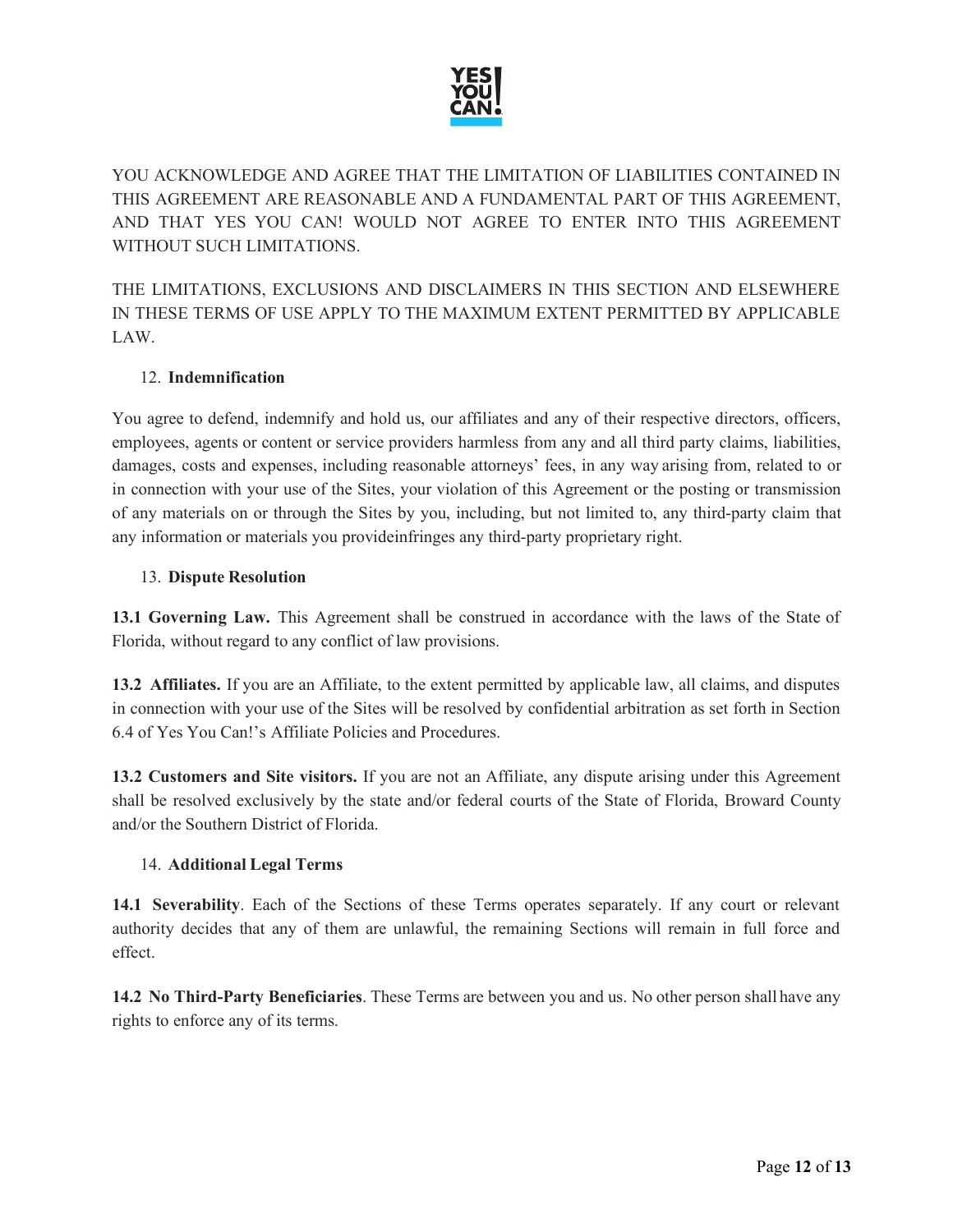YOU ACKNOWLEDGE AND AGREE THAT THE LIMITATION OF LIABILITIES CONTAINED IN THIS AGREEMENT ARE REASONABLE AND A FUNDAMENTAL PART OF THIS AGREEMENT, AND THAT YES YOU CAN! WOULD NOT AGREE TO ENTER INTO THIS AGREEMENT WITHOUT SUCH LIMITATIONS.

THE LIMITATIONS, EXCLUSIONS AND DISCLAIMERS IN THIS SECTION AND ELSEWHERE IN THESE TERMS OF USE APPLY TO THE MAXIMUM EXTENT PERMITTED BY APPLICABLE LAW.

12. **Indemnification**

You agree to defend, indemnify and hold us, our affiliates and any of their respective directors, officers, employees, agents or content or service providers harmless from any and all third party claims, liabilities, damages, costs and expenses, including reasonable attorneys' fees, in any way arising from, related to or in connection with your use of the Sites, your violation of this Agreement or the posting or transmission of any materials on or through the Sites by you, including, but not limited to, any third-party claim that any information or materials you provideinfringes any third-party proprietary right.

13. **Dispute Resolution**

**13.1 Governing Law.** This Agreement shall be construed in accordance with the laws of the State of Florida, without regard to any conflict of law provisions.

**13.2 Affiliates.** If you are an Affiliate, to the extent permitted by applicable law, all claims, and disputes in connection with your use of the Sites will be resolved by confidential arbitration as set forth in Section 6.4 of Yes You Can!'s Affiliate Policies and Procedures.

**13.2 Customers and Site visitors.** If you are not an Affiliate, any dispute arising under this Agreement shall be resolved exclusively by the state and/or federal courts of the State of Florida, Broward County and/or the Southern District of Florida.

14. **Additional Legal Terms**

**14.1 Severability**. Each of the Sections of these Terms operates separately. If any court or relevant authority decides that any of them are unlawful, the remaining Sections will remain in full force and effect.

**14.2 No Third-Party Beneficiaries**. These Terms are between you and us. No other person shall have any rights to enforce any of its terms.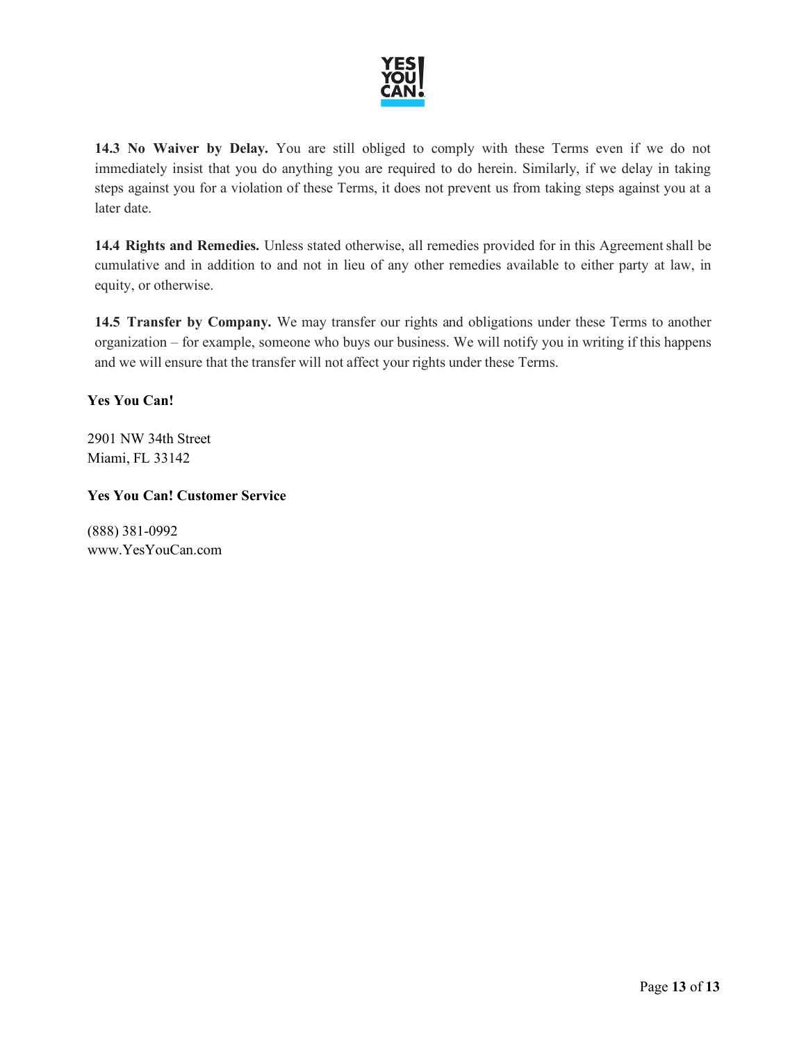**14.3 No Waiver by Delay.** You are still obliged to comply with these Terms even if we do not immediately insist that you do anything you are required to do herein. Similarly, if we delay in taking steps against you for a violation of these Terms, it does not prevent us from taking steps against you at a later date.

**14.4 Rights and Remedies.** Unless stated otherwise, all remedies provided for in this Agreement shall be cumulative and in addition to and not in lieu of any other remedies available to either party at law, in equity, or otherwise.

**14.5 Transfer by Company.** We may transfer our rights and obligations under these Terms to another organization – for example, someone who buys our business. We will notify you in writing if this happens and we will ensure that the transfer will not affect your rights under these Terms.

**Yes You Can!**

2901 NW 34th Street
Miami, FL 33142

**Yes You Can! Customer Service**

(888) 381-0992
www.YesYouCan.com